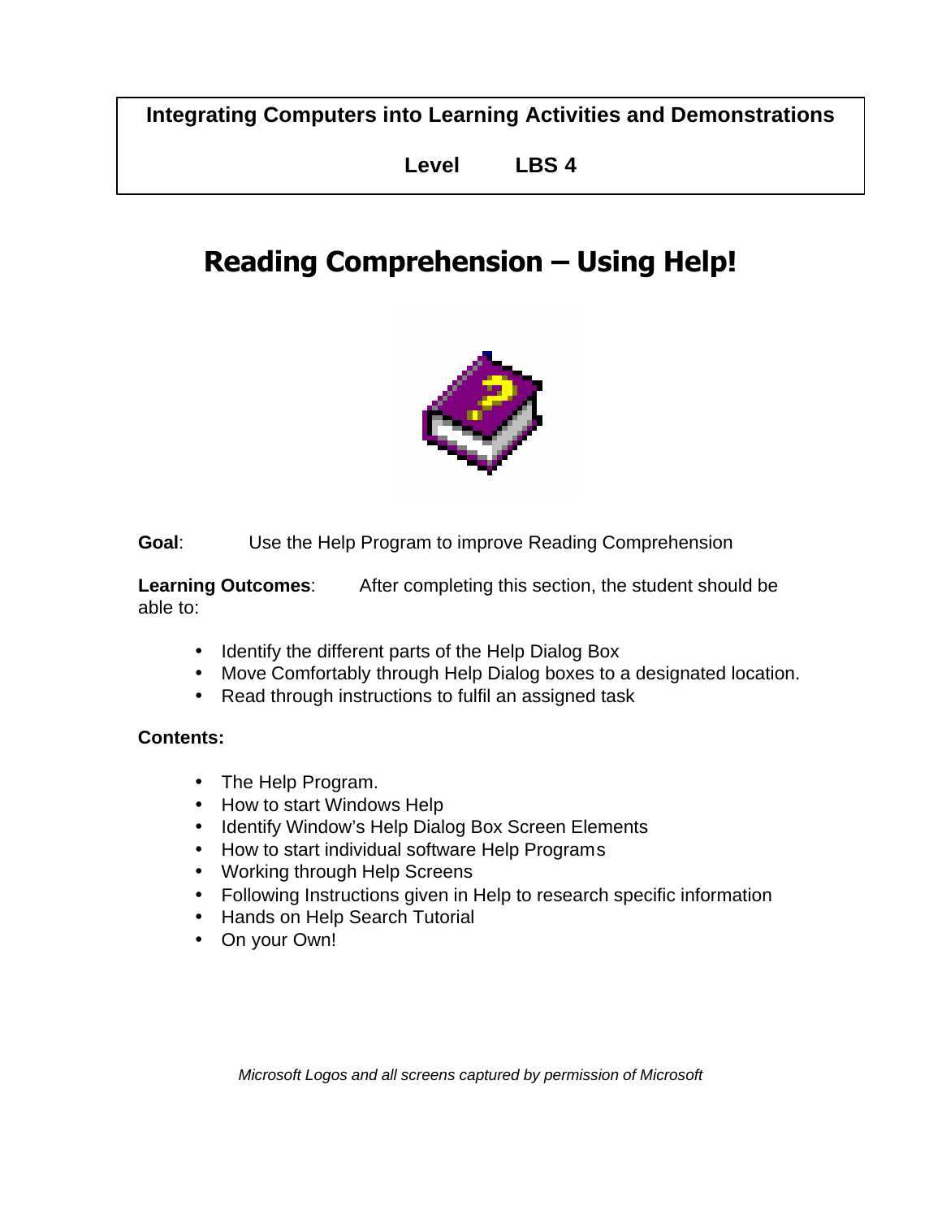**Integrating Computers into Learning Activities and Demonstrations**

**Level LBS 4**

# Reading Comprehension – Using Help!

**Goal**: Use the Help Program to improve Reading Comprehension

**Learning Outcomes**: After completing this section, the student should be able to:

- Identify the different parts of the Help Dialog Box
- Move Comfortably through Help Dialog boxes to a designated location.
- Read through instructions to fulfil an assigned task

**Contents:**

- The Help Program.
- How to start Windows Help
- Identify Window's Help Dialog Box Screen Elements
- How to start individual software Help Programs
- Working through Help Screens
- Following Instructions given in Help to research specific information
- Hands on Help Search Tutorial
- On your Own!

*Microsoft Logos and all screens captured by permission of Microsoft*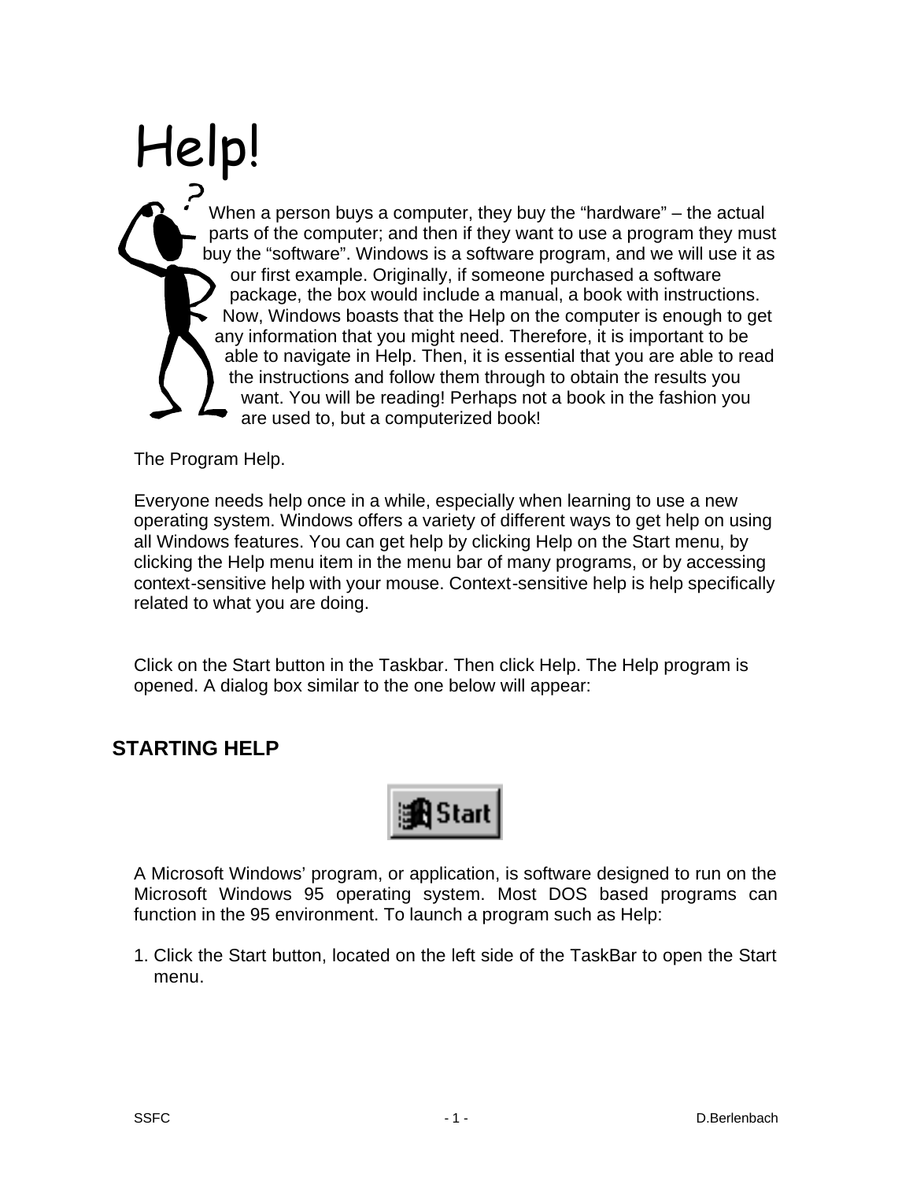# Help!

When a person buys a computer, they buy the "hardware" – the actual parts of the computer; and then if they want to use a program they must buy the "software". Windows is a software program, and we will use it as our first example. Originally, if someone purchased a software package, the box would include a manual, a book with instructions. Now, Windows boasts that the Help on the computer is enough to get any information that you might need. Therefore, it is important to be able to navigate in Help. Then, it is essential that you are able to read the instructions and follow them through to obtain the results you want. You will be reading! Perhaps not a book in the fashion you are used to, but a computerized book!

The Program Help.

Everyone needs help once in a while, especially when learning to use a new operating system. Windows offers a variety of different ways to get help on using all Windows features. You can get help by clicking Help on the Start menu, by clicking the Help menu item in the menu bar of many programs, or by accessing context-sensitive help with your mouse. Context-sensitive help is help specifically related to what you are doing.

Click on the Start button in the Taskbar. Then click Help. The Help program is opened. A dialog box similar to the one below will appear:

## STARTING HELP

A Microsoft Windows' program, or application, is software designed to run on the Microsoft Windows 95 operating system. Most DOS based programs can function in the 95 environment. To launch a program such as Help:

1. Click the Start button, located on the left side of the TaskBar to open the Start menu.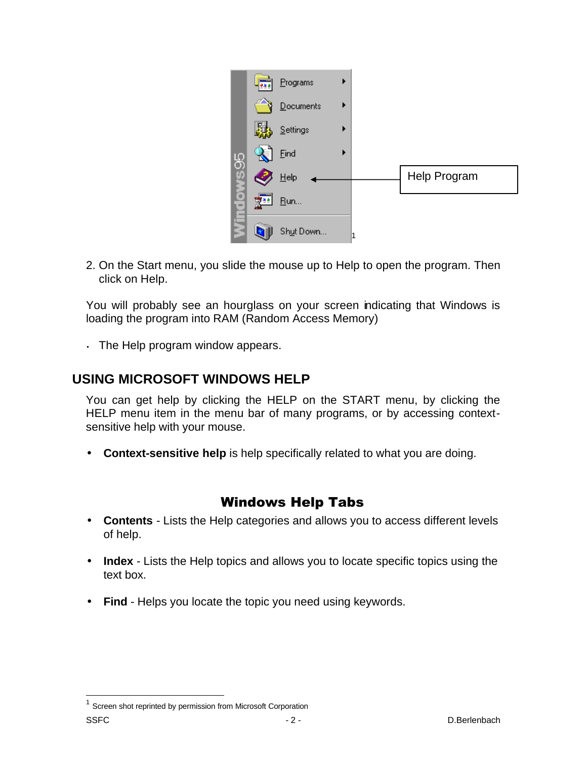Help Program

2. On the Start menu, you slide the mouse up to Help to open the program. Then click on Help.

You will probably see an hourglass on your screen indicating that Windows is loading the program into RAM (Random Access Memory)

- The Help program window appears.

## USING MICROSOFT WINDOWS HELP

You can get help by clicking the HELP on the START menu, by clicking the HELP menu item in the menu bar of many programs, or by accessing context-sensitive help with your mouse.

- **Context-sensitive help** is help specifically related to what you are doing.

### Windows Help Tabs

- **Contents** - Lists the Help categories and allows you to access different levels of help.
- **Index** - Lists the Help topics and allows you to locate specific topics using the text box.
- **Find** - Helps you locate the topic you need using keywords.

[1] Screen shot reprinted by permission from Microsoft Corporation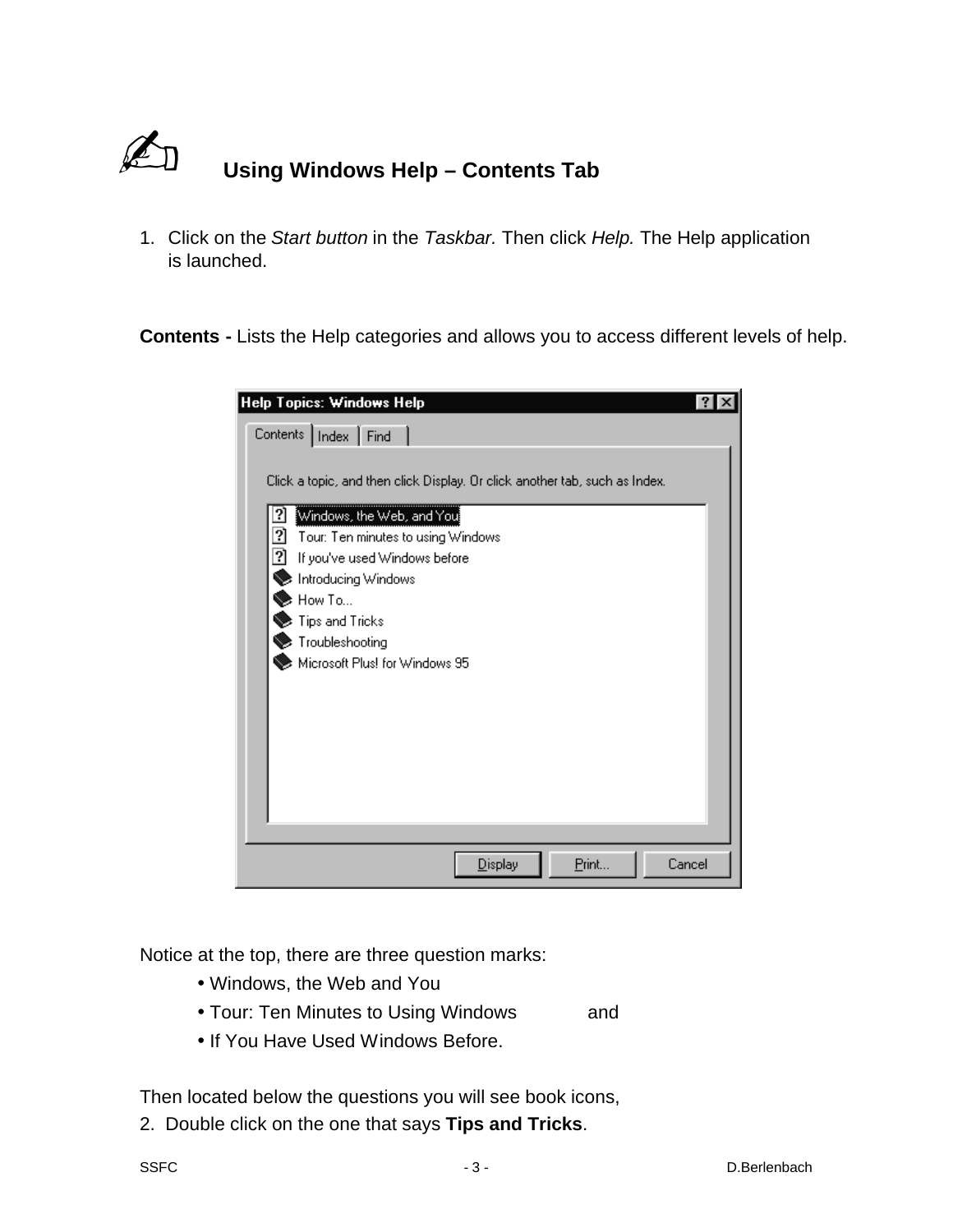## Using Windows Help – Contents Tab

1. Click on the *Start button* in the *Taskbar.* Then click *Help.* The Help application is launched.

**Contents -** Lists the Help categories and allows you to access different levels of help.

Notice at the top, there are three question marks:

- Windows, the Web and You
- Tour: Ten Minutes to Using Windows and
- If You Have Used Windows Before.

Then located below the questions you will see book icons,

2. Double click on the one that says **Tips and Tricks**.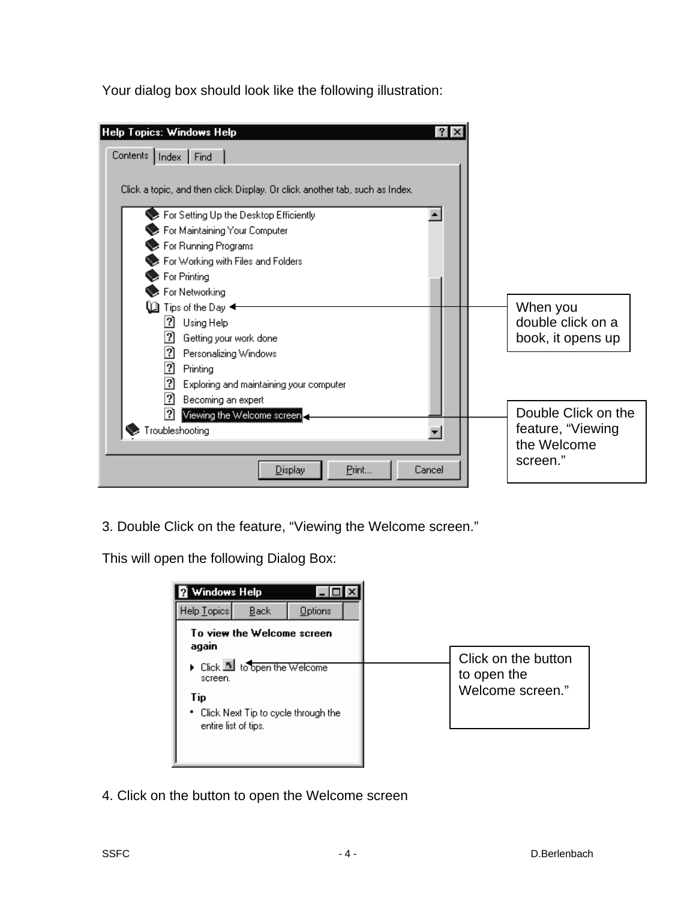Your dialog box should look like the following illustration:

Help Topics: Windows Help

Contents | Index | Find

Click a topic, and then click Display. Or click another tab, such as Index.

- For Setting Up the Desktop Efficiently
- For Maintaining Your Computer
- For Running Programs
- For Working with Files and Folders
- For Printing
- For Networking
- Tips of the Day
  - Using Help
  - Getting your work done
  - Personalizing Windows
  - Printing
  - Exploring and maintaining your computer
  - Becoming an expert
  - Viewing the Welcome screen
- Troubleshooting

Display | Print... | Cancel

When you double click on a book, it opens up

Double Click on the feature, "Viewing the Welcome screen."

3. Double Click on the feature, "Viewing the Welcome screen."

This will open the following Dialog Box:

Windows Help

Help Topics | Back | Options

**To view the Welcome screen again**

- Click to open the Welcome screen.

**Tip**

- Click Next Tip to cycle through the entire list of tips.

Click on the button to open the Welcome screen."

4. Click on the button to open the Welcome screen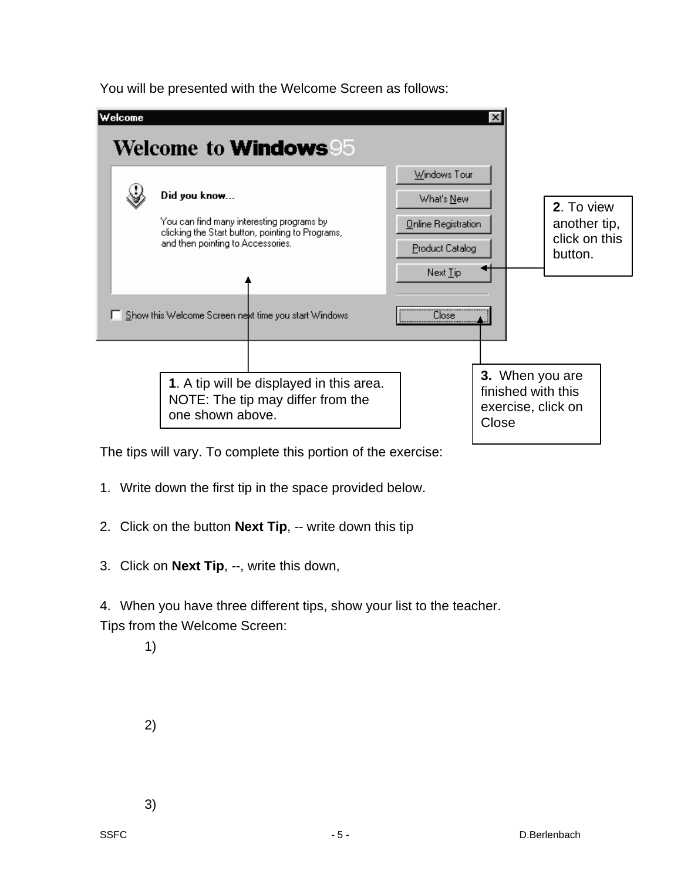You will be presented with the Welcome Screen as follows:

Welcome

Welcome to Windows95

Did you know...

You can find many interesting programs by clicking the Start button, pointing to Programs, and then pointing to Accessories.

Windows Tour

What's New

Online Registration

Product Catalog

Next Tip

Close

Show this Welcome Screen next time you start Windows

**2**. To view another tip, click on this button.

**1**. A tip will be displayed in this area. NOTE: The tip may differ from the one shown above.

**3**. When you are finished with this exercise, click on Close

The tips will vary. To complete this portion of the exercise:

1. Write down the first tip in the space provided below.

2. Click on the button **Next Tip**, -- write down this tip

3. Click on **Next Tip**, --, write this down,

4. When you have three different tips, show your list to the teacher.

Tips from the Welcome Screen:

1)

2)

3)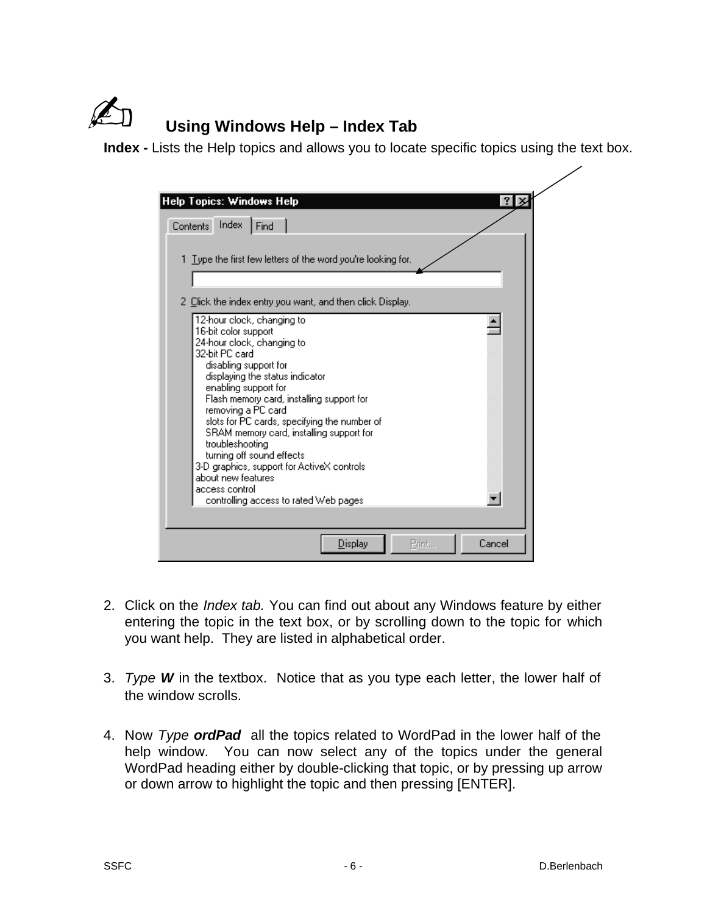## ✍ Using Windows Help – Index Tab

**Index -** Lists the Help topics and allows you to locate specific topics using the text box.

2. Click on the *Index tab.* You can find out about any Windows feature by either entering the topic in the text box, or by scrolling down to the topic for which you want help. They are listed in alphabetical order.

3. *Type* ***W*** in the textbox. Notice that as you type each letter, the lower half of the window scrolls.

4. Now *Type* ***ordPad*** all the topics related to WordPad in the lower half of the help window. You can now select any of the topics under the general WordPad heading either by double-clicking that topic, or by pressing up arrow or down arrow to highlight the topic and then pressing [ENTER].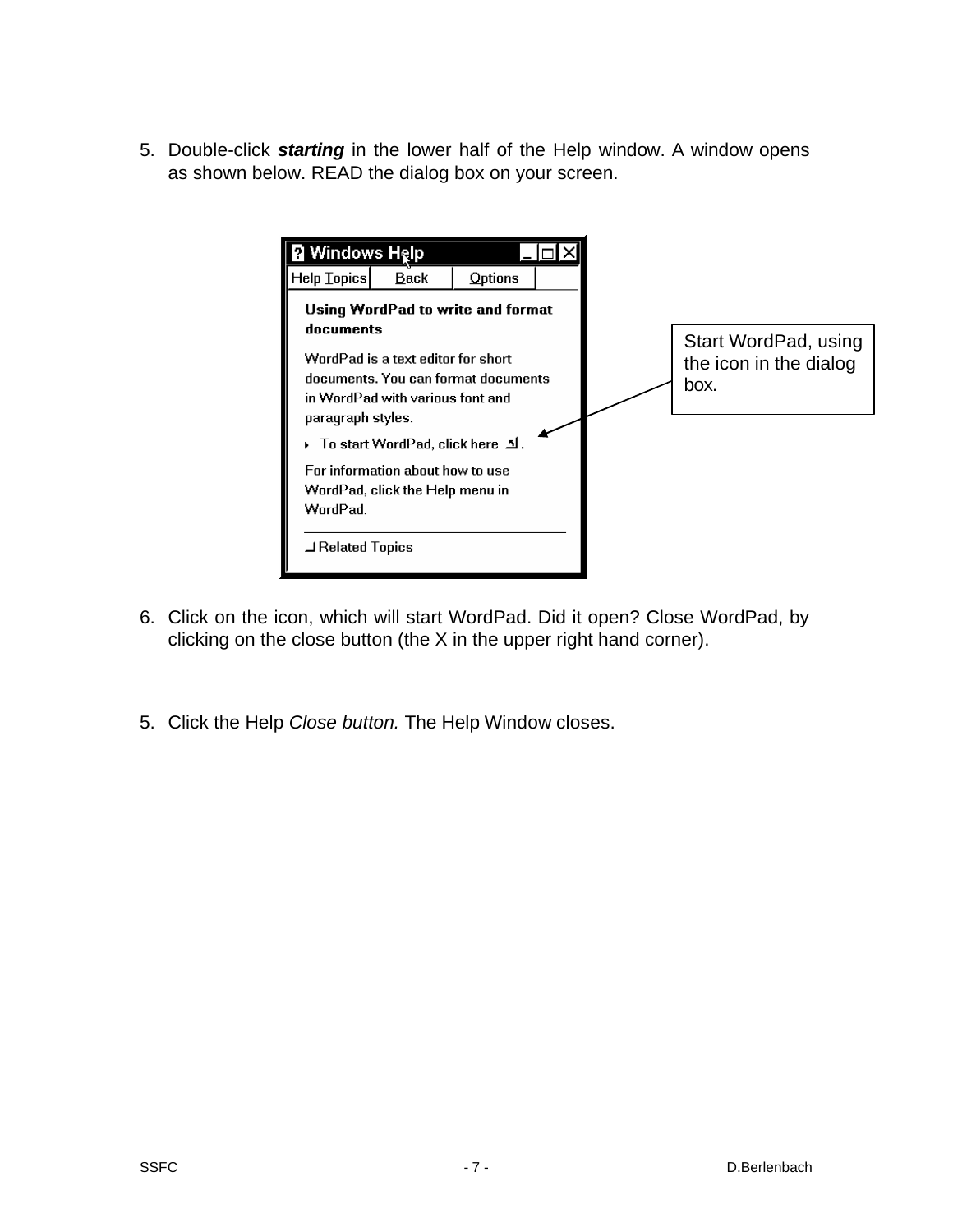5. Double-click ***starting*** in the lower half of the Help window. A window opens as shown below. READ the dialog box on your screen.

**Windows Help**

Help Topics | Back | Options

**Using WordPad to write and format documents**

WordPad is a text editor for short documents. You can format documents in WordPad with various font and paragraph styles.

- To start WordPad, click here .

For information about how to use WordPad, click the Help menu in WordPad.

Related Topics

Start WordPad, using the icon in the dialog box.

6. Click on the icon, which will start WordPad. Did it open? Close WordPad, by clicking on the close button (the X in the upper right hand corner).

5. Click the Help *Close button.* The Help Window closes.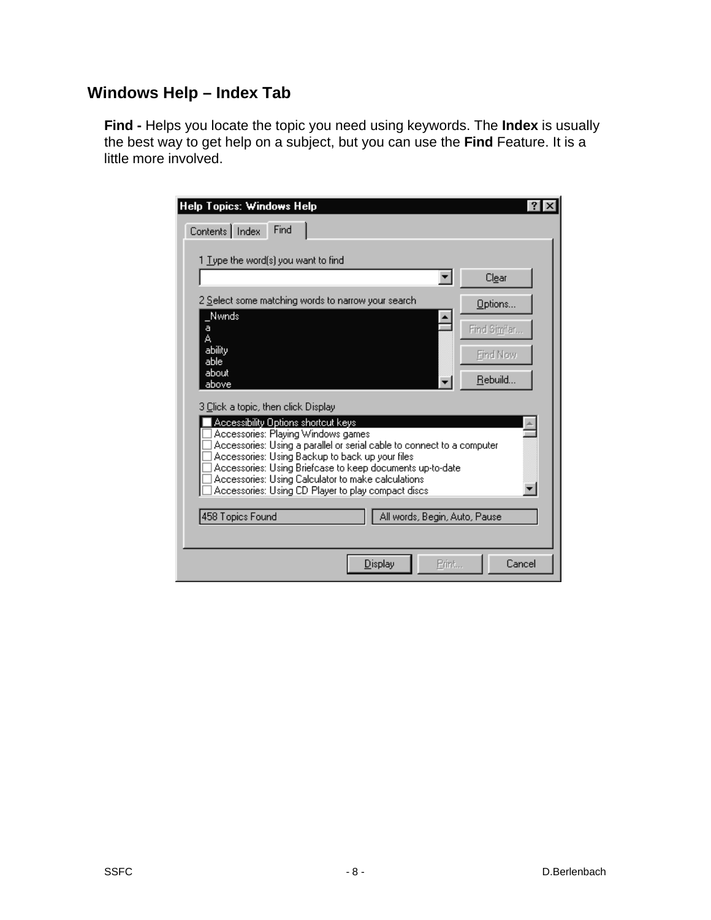## Windows Help – Index Tab

**Find -** Helps you locate the topic you need using keywords. The **Index** is usually the best way to get help on a subject, but you can use the **Find** Feature. It is a little more involved.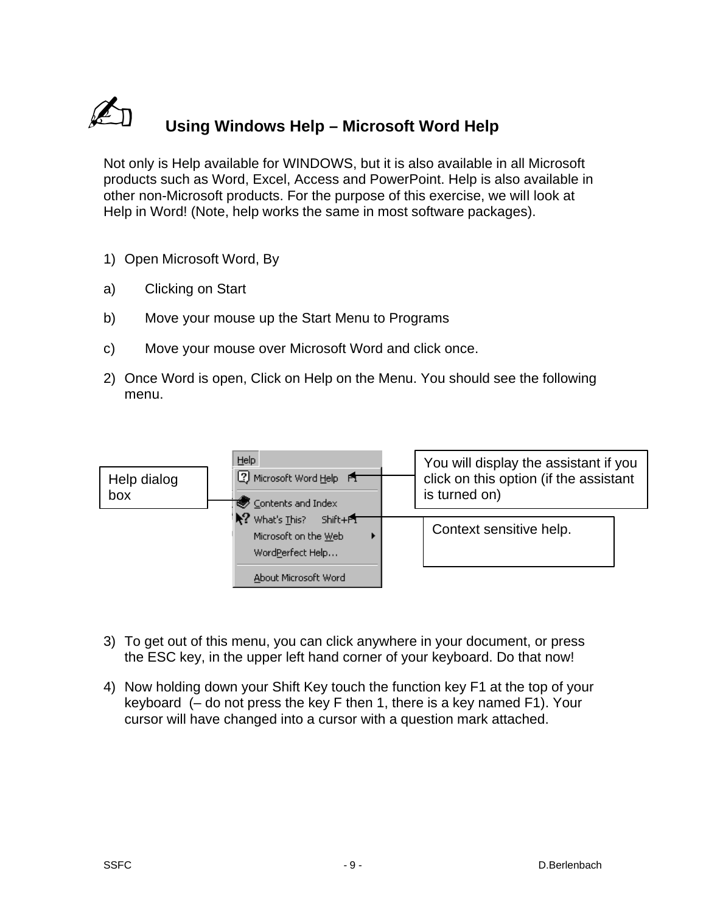## ✍ Using Windows Help – Microsoft Word Help

Not only is Help available for WINDOWS, but it is also available in all Microsoft products such as Word, Excel, Access and PowerPoint. Help is also available in other non-Microsoft products. For the purpose of this exercise, we will look at Help in Word! (Note, help works the same in most software packages).

1) Open Microsoft Word, By

a) Clicking on Start

b) Move your mouse up the Start Menu to Programs

c) Move your mouse over Microsoft Word and click once.

2) Once Word is open, Click on Help on the Menu. You should see the following menu.

Help dialog box

You will display the assistant if you click on this option (if the assistant is turned on)

Context sensitive help.

3) To get out of this menu, you can click anywhere in your document, or press the ESC key, in the upper left hand corner of your keyboard. Do that now!

4) Now holding down your Shift Key touch the function key F1 at the top of your keyboard (– do not press the key F then 1, there is a key named F1). Your cursor will have changed into a cursor with a question mark attached.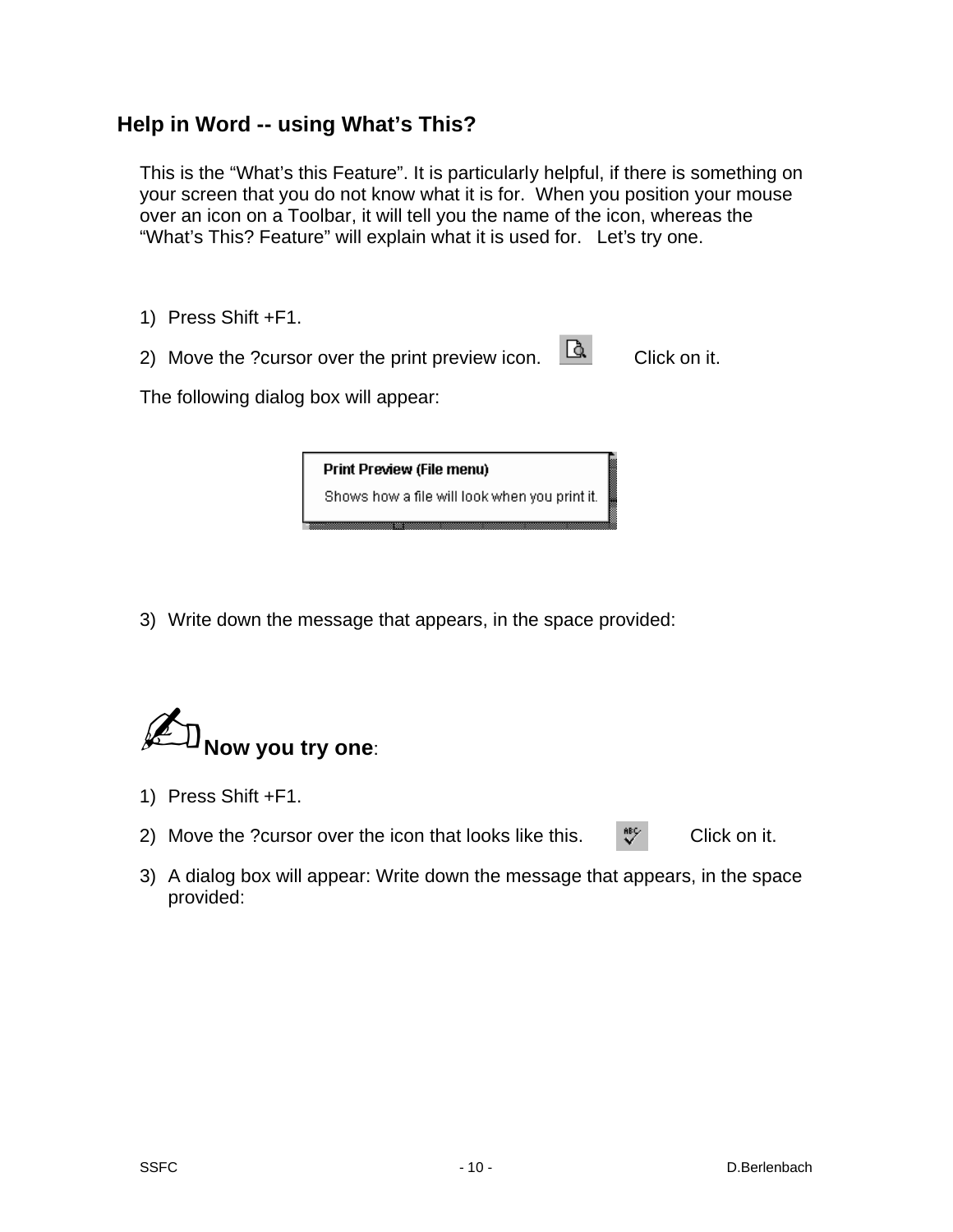## Help in Word -- using What's This?

This is the "What's this Feature". It is particularly helpful, if there is something on your screen that you do not know what it is for. When you position your mouse over an icon on a Toolbar, it will tell you the name of the icon, whereas the "What's This? Feature" will explain what it is used for. Let's try one.

1) Press Shift +F1.
2) Move the ?cursor over the print preview icon. Click on it.

The following dialog box will appear:

**Print Preview (File menu)**
Shows how a file will look when you print it.

3) Write down the message that appears, in the space provided:

**Now you try one**:

1) Press Shift +F1.
2) Move the ?cursor over the icon that looks like this. Click on it.
3) A dialog box will appear: Write down the message that appears, in the space provided: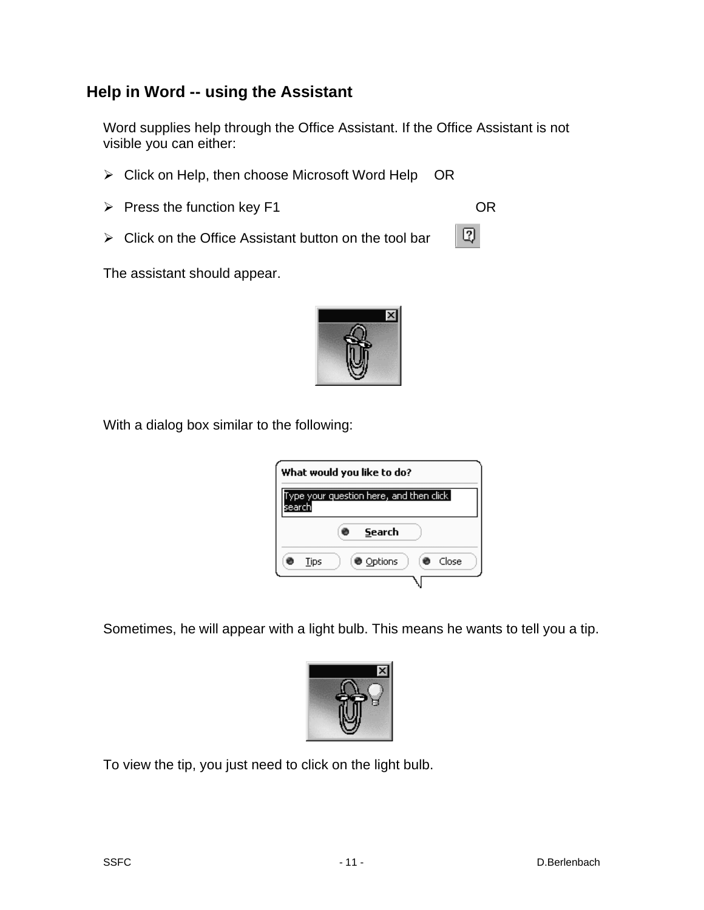## Help in Word -- using the Assistant

Word supplies help through the Office Assistant. If the Office Assistant is not visible you can either:

- Click on Help, then choose Microsoft Word Help OR
- Press the function key F1 OR
- Click on the Office Assistant button on the tool bar

The assistant should appear.

With a dialog box similar to the following:

Sometimes, he will appear with a light bulb. This means he wants to tell you a tip.

To view the tip, you just need to click on the light bulb.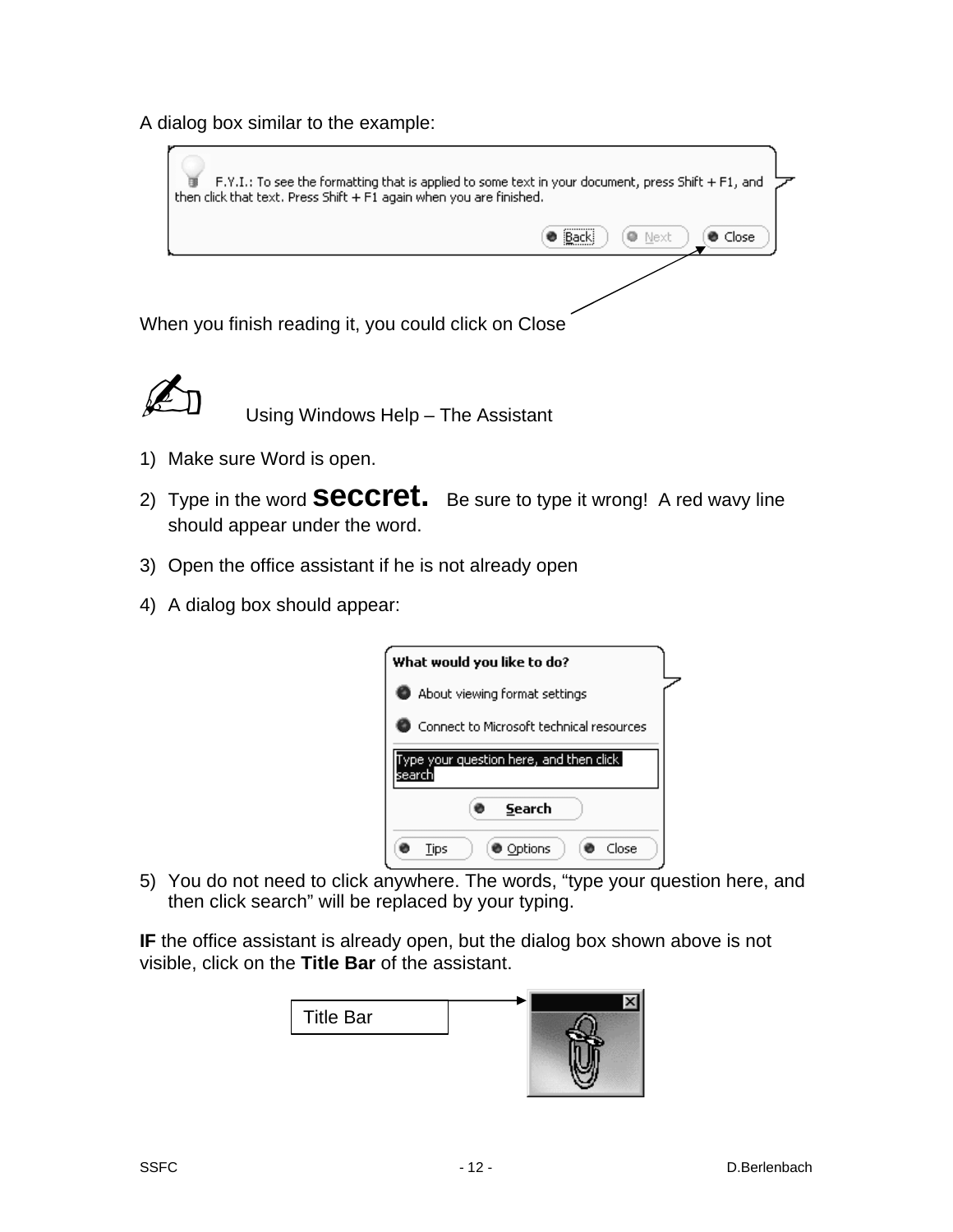A dialog box similar to the example:

When you finish reading it, you could click on Close

## Using Windows Help – The Assistant

1) Make sure Word is open.
2) Type in the word **seccret.** Be sure to type it wrong! A red wavy line should appear under the word.
3) Open the office assistant if he is not already open
4) A dialog box should appear:
5) You do not need to click anywhere. The words, "type your question here, and then click search" will be replaced by your typing.

**IF** the office assistant is already open, but the dialog box shown above is not visible, click on the **Title Bar** of the assistant.

Title Bar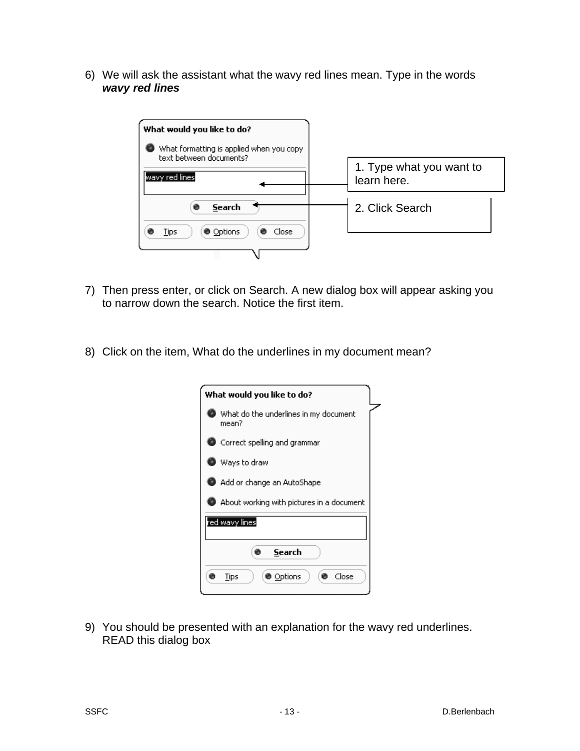6) We will ask the assistant what the wavy red lines mean. Type in the words ***wavy red lines***

What would you like to do?

What formatting is applied when you copy text between documents?

wavy red lines

Search

Tips   Options   Close

1. Type what you want to learn here.

2. Click Search

7) Then press enter, or click on Search. A new dialog box will appear asking you to narrow down the search. Notice the first item.

8) Click on the item, What do the underlines in my document mean?

What would you like to do?

- What do the underlines in my document mean?
- Correct spelling and grammar
- Ways to draw
- Add or change an AutoShape
- About working with pictures in a document

red wavy lines

Search

Tips   Options   Close

9) You should be presented with an explanation for the wavy red underlines. READ this dialog box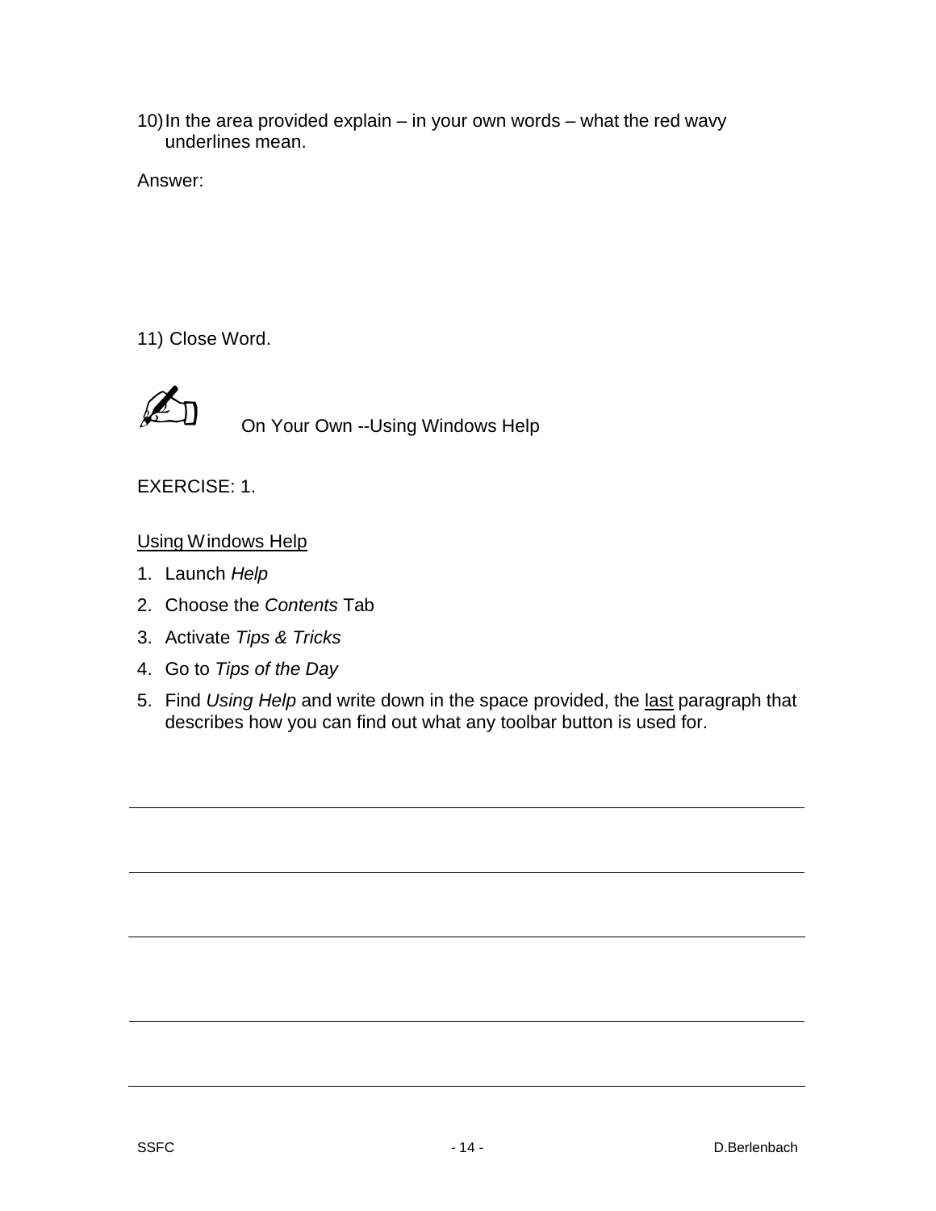10) In the area provided explain – in your own words – what the red wavy underlines mean.

Answer:

11) Close Word.

✍ On Your Own --Using Windows Help

EXERCISE: 1.

Using Windows Help

1. Launch *Help*
2. Choose the *Contents* Tab
3. Activate *Tips & Tricks*
4. Go to *Tips of the Day*
5. Find *Using Help* and write down in the space provided, the last paragraph that describes how you can find out what any toolbar button is used for.

---

---

---

---

---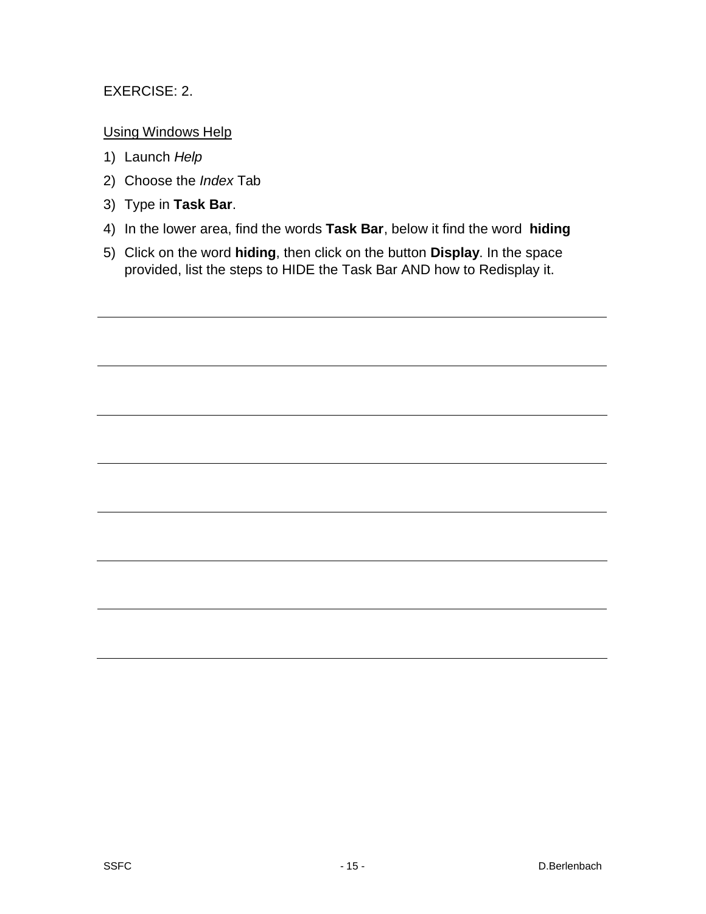EXERCISE: 2.

Using Windows Help

1) Launch *Help*
2) Choose the *Index* Tab
3) Type in **Task Bar**.
4) In the lower area, find the words **Task Bar**, below it find the word **hiding**
5) Click on the word **hiding**, then click on the button **Display**. In the space provided, list the steps to HIDE the Task Bar AND how to Redisplay it.

______________________________________________________________________

______________________________________________________________________

______________________________________________________________________

______________________________________________________________________

______________________________________________________________________

______________________________________________________________________

______________________________________________________________________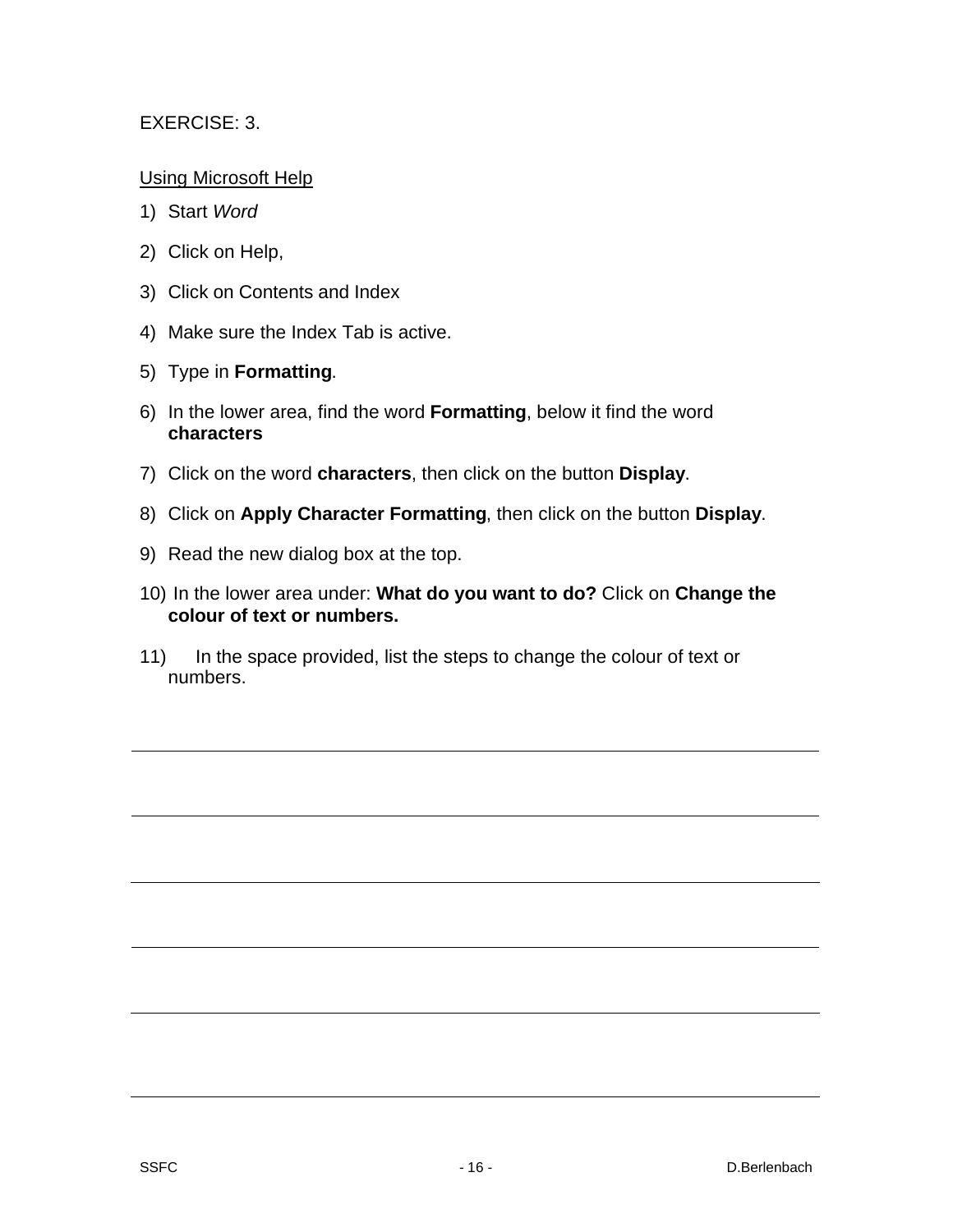EXERCISE: 3.

Using Microsoft Help

1) Start *Word*

2) Click on Help,

3) Click on Contents and Index

4) Make sure the Index Tab is active.

5) Type in **Formatting**.

6) In the lower area, find the word **Formatting**, below it find the word **characters**

7) Click on the word **characters**, then click on the button **Display**.

8) Click on **Apply Character Formatting**, then click on the button **Display**.

9) Read the new dialog box at the top.

10) In the lower area under: **What do you want to do?** Click on **Change the colour of text or numbers.**

11) In the space provided, list the steps to change the colour of text or numbers.